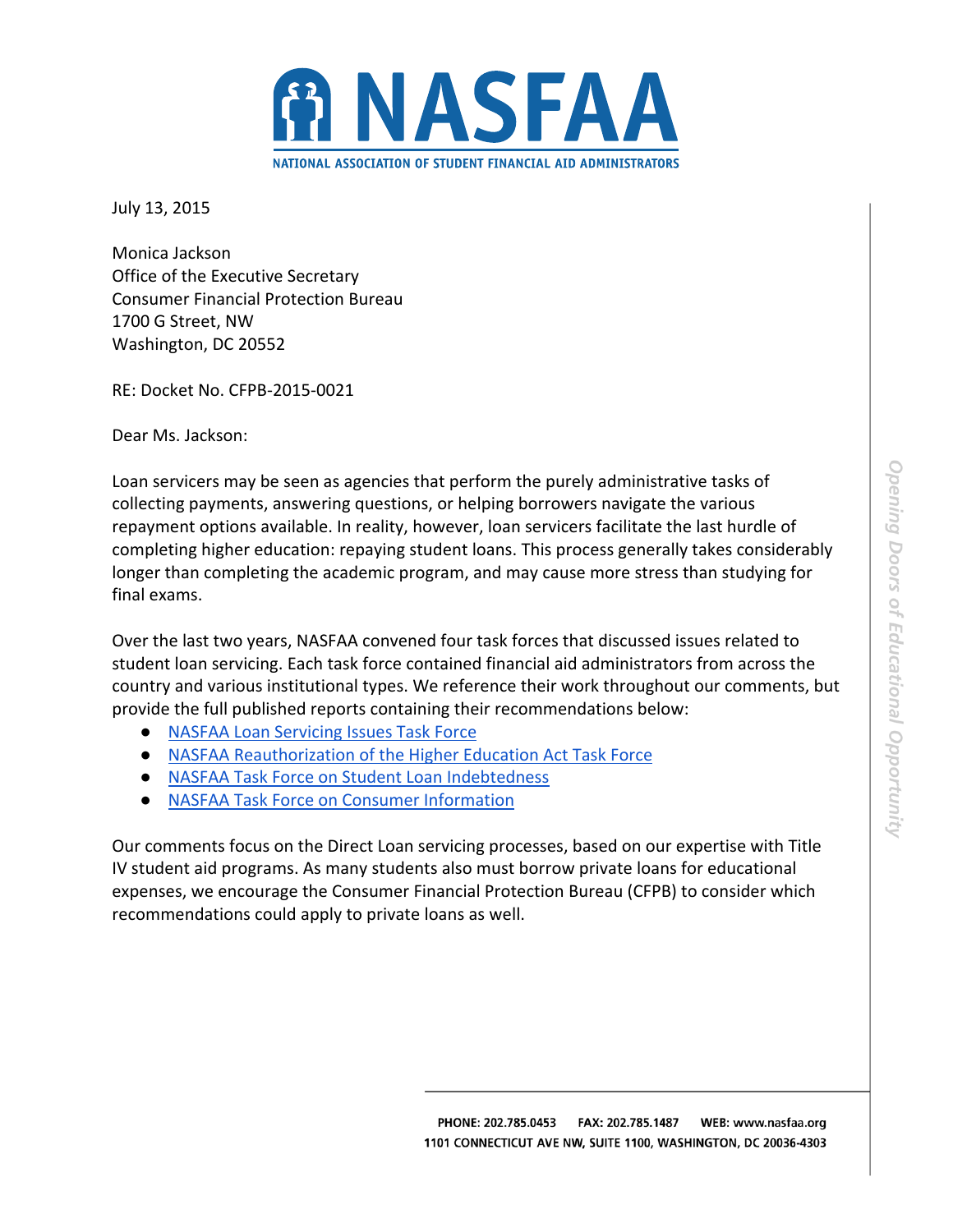July 13, 2015

Monica Jackson
Office of the Executive Secretary
Consumer Financial Protection Bureau
1700 G Street, NW
Washington, DC 20552

RE: Docket No. CFPB-2015-0021

Dear Ms. Jackson:

Loan servicers may be seen as agencies that perform the purely administrative tasks of collecting payments, answering questions, or helping borrowers navigate the various repayment options available. In reality, however, loan servicers facilitate the last hurdle of completing higher education: repaying student loans. This process generally takes considerably longer than completing the academic program, and may cause more stress than studying for final exams.

Over the last two years, NASFAA convened four task forces that discussed issues related to student loan servicing. Each task force contained financial aid administrators from across the country and various institutional types. We reference their work throughout our comments, but provide the full published reports containing their recommendations below:

- NASFAA Loan Servicing Issues Task Force
- NASFAA Reauthorization of the Higher Education Act Task Force
- NASFAA Task Force on Student Loan Indebtedness
- NASFAA Task Force on Consumer Information

Our comments focus on the Direct Loan servicing processes, based on our expertise with Title IV student aid programs. As many students also must borrow private loans for educational expenses, we encourage the Consumer Financial Protection Bureau (CFPB) to consider which recommendations could apply to private loans as well.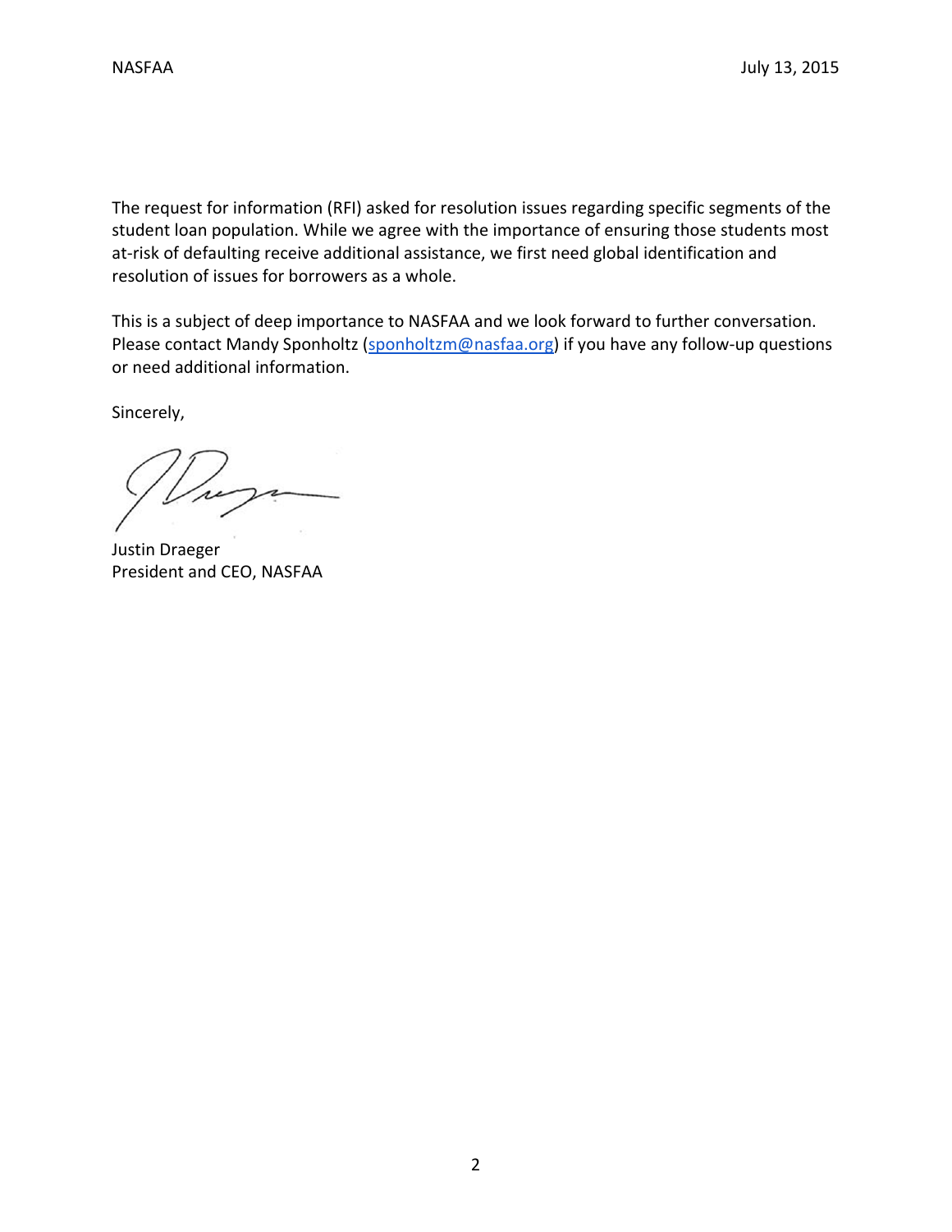The request for information (RFI) asked for resolution issues regarding specific segments of the student loan population. While we agree with the importance of ensuring those students most at-risk of defaulting receive additional assistance, we first need global identification and resolution of issues for borrowers as a whole.

This is a subject of deep importance to NASFAA and we look forward to further conversation. Please contact Mandy Sponholtz (sponholtzm@nasfaa.org) if you have any follow-up questions or need additional information.

Sincerely,

Justin Draeger
President and CEO, NASFAA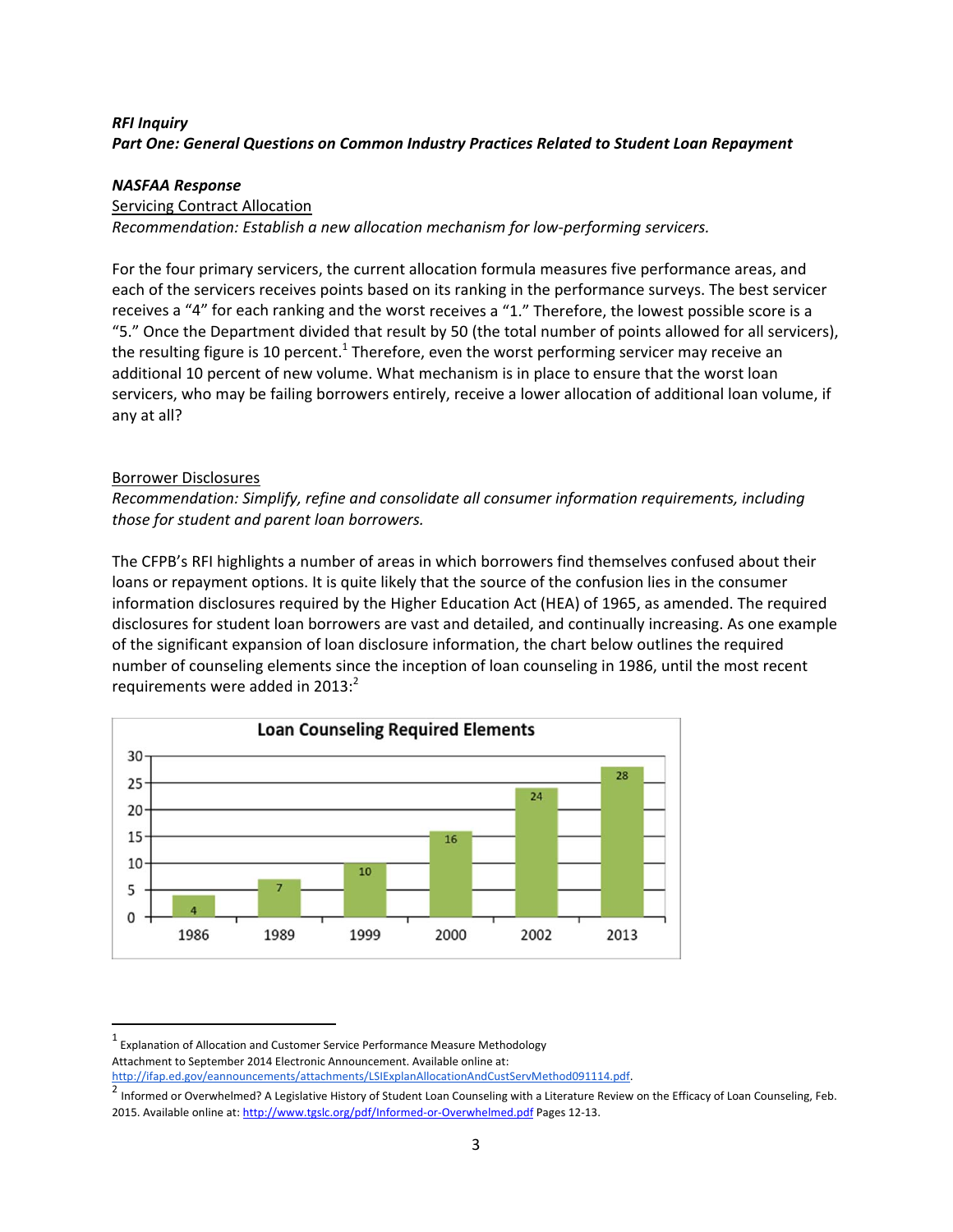***RFI Inquiry***

***Part One: General Questions on Common Industry Practices Related to Student Loan Repayment***

***NASFAA Response***

Servicing Contract Allocation

*Recommendation: Establish a new allocation mechanism for low-performing servicers.*

For the four primary servicers, the current allocation formula measures five performance areas, and each of the servicers receives points based on its ranking in the performance surveys. The best servicer receives a "4" for each ranking and the worst receives a "1." Therefore, the lowest possible score is a "5." Once the Department divided that result by 50 (the total number of points allowed for all servicers), the resulting figure is 10 percent.[1] Therefore, even the worst performing servicer may receive an additional 10 percent of new volume. What mechanism is in place to ensure that the worst loan servicers, who may be failing borrowers entirely, receive a lower allocation of additional loan volume, if any at all?

Borrower Disclosures

*Recommendation: Simplify, refine and consolidate all consumer information requirements, including those for student and parent loan borrowers.*

The CFPB's RFI highlights a number of areas in which borrowers find themselves confused about their loans or repayment options. It is quite likely that the source of the confusion lies in the consumer information disclosures required by the Higher Education Act (HEA) of 1965, as amended. The required disclosures for student loan borrowers are vast and detailed, and continually increasing. As one example of the significant expansion of loan disclosure information, the chart below outlines the required number of counseling elements since the inception of loan counseling in 1986, until the most recent requirements were added in 2013:[2]

**Loan Counseling Required Elements**

| Year | Required Elements |
|---|---|
| 1986 | 4 |
| 1989 | 7 |
| 1999 | 10 |
| 2000 | 16 |
| 2002 | 24 |
| 2013 | 28 |

---

[1] Explanation of Allocation and Customer Service Performance Measure Methodology Attachment to September 2014 Electronic Announcement. Available online at: http://ifap.ed.gov/eannouncements/attachments/LSIExplanAllocationAndCustServMethod091114.pdf.

[2] Informed or Overwhelmed? A Legislative History of Student Loan Counseling with a Literature Review on the Efficacy of Loan Counseling, Feb. 2015. Available online at: http://www.tgslc.org/pdf/Informed-or-Overwhelmed.pdf Pages 12-13.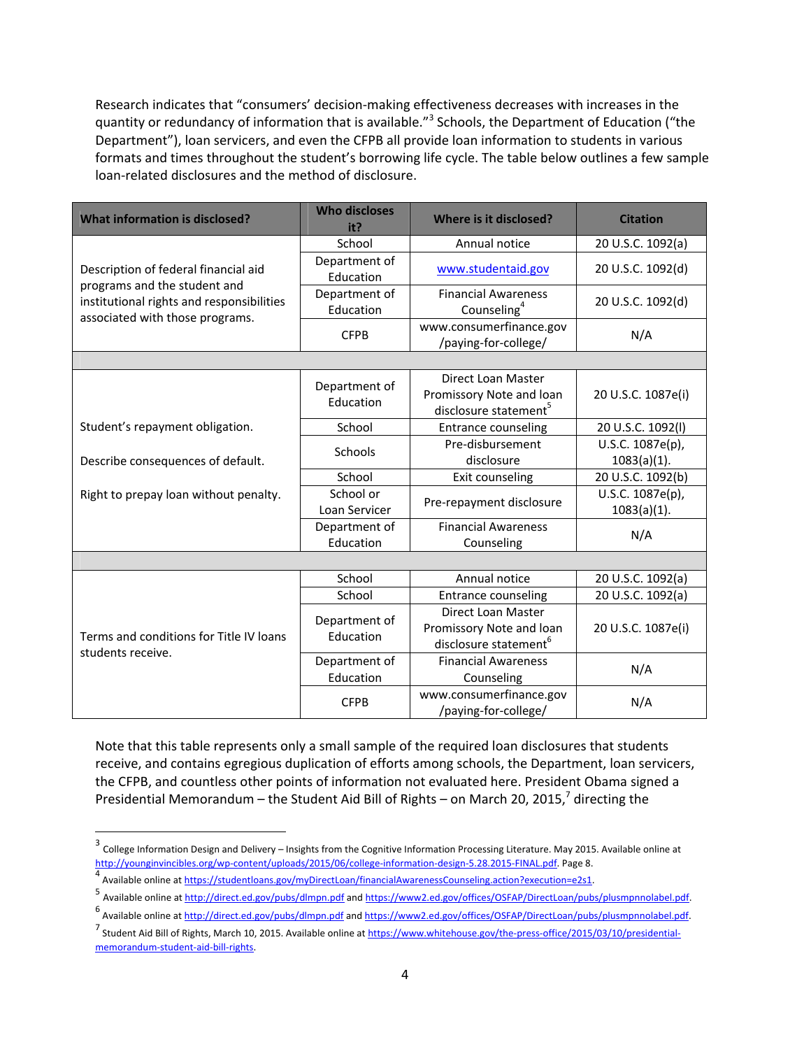Research indicates that "consumers' decision-making effectiveness decreases with increases in the quantity or redundancy of information that is available."[3] Schools, the Department of Education ("the Department"), loan servicers, and even the CFPB all provide loan information to students in various formats and times throughout the student's borrowing life cycle. The table below outlines a few sample loan-related disclosures and the method of disclosure.

| What information is disclosed? | Who discloses it? | Where is it disclosed? | Citation |
|---|---|---|---|
| Description of federal financial aid programs and the student and institutional rights and responsibilities associated with those programs. | School | Annual notice | 20 U.S.C. 1092(a) |
| | Department of Education | www.studentaid.gov | 20 U.S.C. 1092(d) |
| | Department of Education | Financial Awareness Counseling[4] | 20 U.S.C. 1092(d) |
| | CFPB | www.consumerfinance.gov /paying-for-college/ | N/A |
| | | | |
| Student's repayment obligation. Describe consequences of default. Right to prepay loan without penalty. | Department of Education | Direct Loan Master Promissory Note and loan disclosure statement[5] | 20 U.S.C. 1087e(i) |
| | School | Entrance counseling | 20 U.S.C. 1092(l) |
| | Schools | Pre-disbursement disclosure | U.S.C. 1087e(p), 1083(a)(1). |
| | School | Exit counseling | 20 U.S.C. 1092(b) |
| | School or Loan Servicer | Pre-repayment disclosure | U.S.C. 1087e(p), 1083(a)(1). |
| | Department of Education | Financial Awareness Counseling | N/A |
| | | | |
| Terms and conditions for Title IV loans students receive. | School | Annual notice | 20 U.S.C. 1092(a) |
| | School | Entrance counseling | 20 U.S.C. 1092(a) |
| | Department of Education | Direct Loan Master Promissory Note and loan disclosure statement[6] | 20 U.S.C. 1087e(i) |
| | Department of Education | Financial Awareness Counseling | N/A |
| | CFPB | www.consumerfinance.gov /paying-for-college/ | N/A |

Note that this table represents only a small sample of the required loan disclosures that students receive, and contains egregious duplication of efforts among schools, the Department, loan servicers, the CFPB, and countless other points of information not evaluated here. President Obama signed a Presidential Memorandum – the Student Aid Bill of Rights – on March 20, 2015,[7] directing the

---

[3] College Information Design and Delivery – Insights from the Cognitive Information Processing Literature. May 2015. Available online at http://younginvincibles.org/wp-content/uploads/2015/06/college-information-design-5.28.2015-FINAL.pdf. Page 8.

[4] Available online at https://studentloans.gov/myDirectLoan/financialAwarenessCounseling.action?execution=e2s1.

[5] Available online at http://direct.ed.gov/pubs/dlmpn.pdf and https://www2.ed.gov/offices/OSFAP/DirectLoan/pubs/plusmpnnolabel.pdf.

[6] Available online at http://direct.ed.gov/pubs/dlmpn.pdf and https://www2.ed.gov/offices/OSFAP/DirectLoan/pubs/plusmpnnolabel.pdf.

[7] Student Aid Bill of Rights, March 10, 2015. Available online at https://www.whitehouse.gov/the-press-office/2015/03/10/presidential-memorandum-student-aid-bill-rights.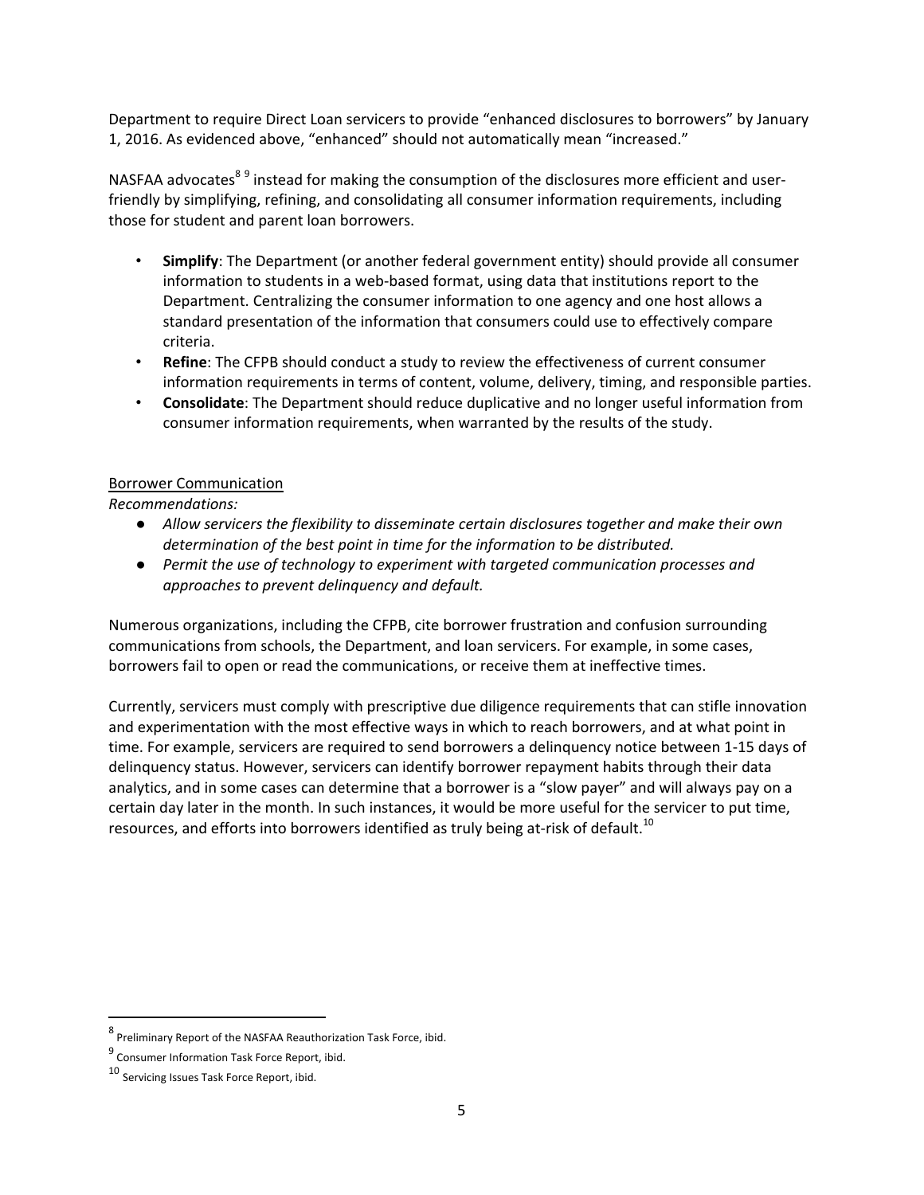Department to require Direct Loan servicers to provide "enhanced disclosures to borrowers" by January 1, 2016. As evidenced above, "enhanced" should not automatically mean "increased."

NASFAA advocates[8] [9] instead for making the consumption of the disclosures more efficient and user-friendly by simplifying, refining, and consolidating all consumer information requirements, including those for student and parent loan borrowers.

- **Simplify**: The Department (or another federal government entity) should provide all consumer information to students in a web-based format, using data that institutions report to the Department. Centralizing the consumer information to one agency and one host allows a standard presentation of the information that consumers could use to effectively compare criteria.
- **Refine**: The CFPB should conduct a study to review the effectiveness of current consumer information requirements in terms of content, volume, delivery, timing, and responsible parties.
- **Consolidate**: The Department should reduce duplicative and no longer useful information from consumer information requirements, when warranted by the results of the study.

<u>Borrower Communication</u>

*Recommendations:*

- *Allow servicers the flexibility to disseminate certain disclosures together and make their own determination of the best point in time for the information to be distributed.*
- *Permit the use of technology to experiment with targeted communication processes and approaches to prevent delinquency and default.*

Numerous organizations, including the CFPB, cite borrower frustration and confusion surrounding communications from schools, the Department, and loan servicers. For example, in some cases, borrowers fail to open or read the communications, or receive them at ineffective times.

Currently, servicers must comply with prescriptive due diligence requirements that can stifle innovation and experimentation with the most effective ways in which to reach borrowers, and at what point in time. For example, servicers are required to send borrowers a delinquency notice between 1-15 days of delinquency status. However, servicers can identify borrower repayment habits through their data analytics, and in some cases can determine that a borrower is a "slow payer" and will always pay on a certain day later in the month. In such instances, it would be more useful for the servicer to put time, resources, and efforts into borrowers identified as truly being at-risk of default.[10]

---

[8] Preliminary Report of the NASFAA Reauthorization Task Force, ibid.

[9] Consumer Information Task Force Report, ibid.

[10] Servicing Issues Task Force Report, ibid.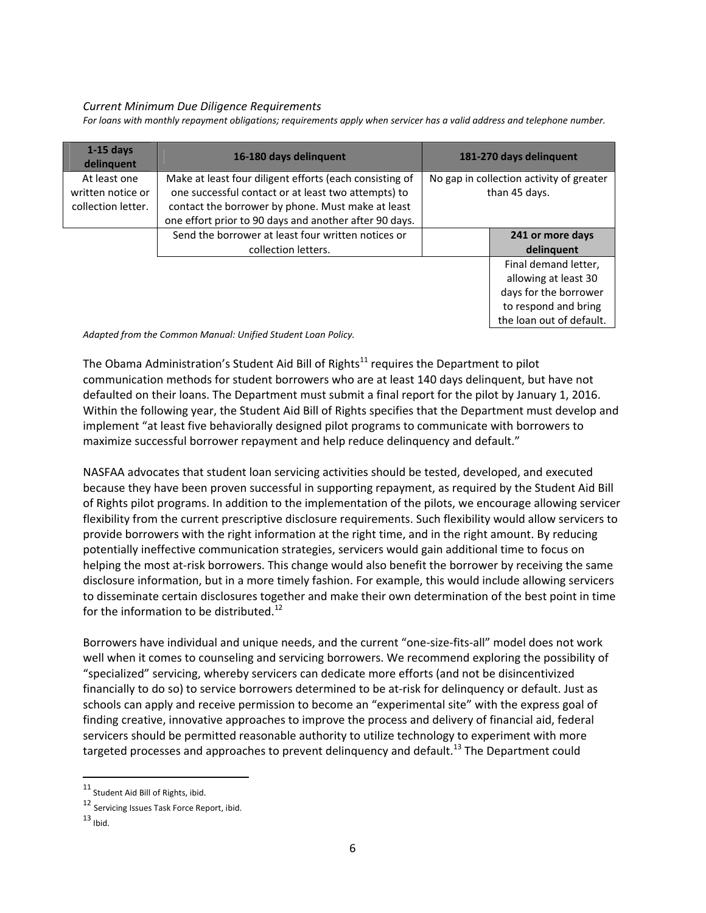*Current Minimum Due Diligence Requirements*

*For loans with monthly repayment obligations; requirements apply when servicer has a valid address and telephone number.*

| 1-15 days delinquent | 16-180 days delinquent | 181-270 days delinquent | |
|---|---|---|---|
| At least one written notice or collection letter. | Make at least four diligent efforts (each consisting of one successful contact or at least two attempts) to contact the borrower by phone. Must make at least one effort prior to 90 days and another after 90 days. | No gap in collection activity of greater than 45 days. | |
| | Send the borrower at least four written notices or collection letters. | | **241 or more days delinquent** |
| | | | Final demand letter, allowing at least 30 days for the borrower to respond and bring the loan out of default. |

*Adapted from the Common Manual: Unified Student Loan Policy.*

The Obama Administration's Student Aid Bill of Rights[11] requires the Department to pilot communication methods for student borrowers who are at least 140 days delinquent, but have not defaulted on their loans. The Department must submit a final report for the pilot by January 1, 2016. Within the following year, the Student Aid Bill of Rights specifies that the Department must develop and implement "at least five behaviorally designed pilot programs to communicate with borrowers to maximize successful borrower repayment and help reduce delinquency and default."

NASFAA advocates that student loan servicing activities should be tested, developed, and executed because they have been proven successful in supporting repayment, as required by the Student Aid Bill of Rights pilot programs. In addition to the implementation of the pilots, we encourage allowing servicer flexibility from the current prescriptive disclosure requirements. Such flexibility would allow servicers to provide borrowers with the right information at the right time, and in the right amount. By reducing potentially ineffective communication strategies, servicers would gain additional time to focus on helping the most at-risk borrowers. This change would also benefit the borrower by receiving the same disclosure information, but in a more timely fashion. For example, this would include allowing servicers to disseminate certain disclosures together and make their own determination of the best point in time for the information to be distributed.[12]

Borrowers have individual and unique needs, and the current "one-size-fits-all" model does not work well when it comes to counseling and servicing borrowers. We recommend exploring the possibility of "specialized" servicing, whereby servicers can dedicate more efforts (and not be disincentivized financially to do so) to service borrowers determined to be at-risk for delinquency or default. Just as schools can apply and receive permission to become an "experimental site" with the express goal of finding creative, innovative approaches to improve the process and delivery of financial aid, federal servicers should be permitted reasonable authority to utilize technology to experiment with more targeted processes and approaches to prevent delinquency and default.[13] The Department could

---

[11] Student Aid Bill of Rights, ibid.

[12] Servicing Issues Task Force Report, ibid.

[13] Ibid.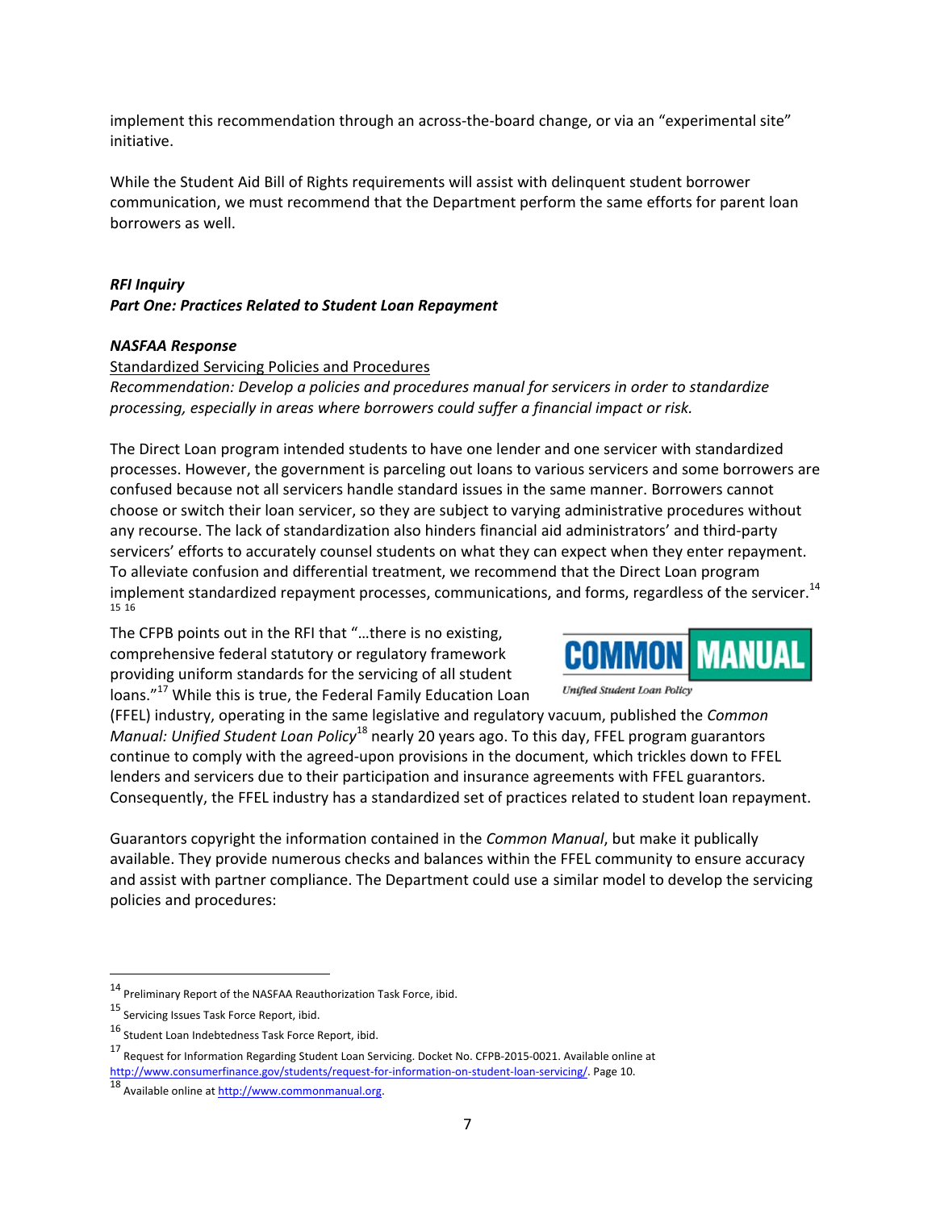implement this recommendation through an across-the-board change, or via an "experimental site" initiative.

While the Student Aid Bill of Rights requirements will assist with delinquent student borrower communication, we must recommend that the Department perform the same efforts for parent loan borrowers as well.

***RFI Inquiry***
***Part One: Practices Related to Student Loan Repayment***

***NASFAA Response***

Standardized Servicing Policies and Procedures

*Recommendation: Develop a policies and procedures manual for servicers in order to standardize processing, especially in areas where borrowers could suffer a financial impact or risk.*

The Direct Loan program intended students to have one lender and one servicer with standardized processes. However, the government is parceling out loans to various servicers and some borrowers are confused because not all servicers handle standard issues in the same manner. Borrowers cannot choose or switch their loan servicer, so they are subject to varying administrative procedures without any recourse. The lack of standardization also hinders financial aid administrators' and third-party servicers' efforts to accurately counsel students on what they can expect when they enter repayment. To alleviate confusion and differential treatment, we recommend that the Direct Loan program implement standardized repayment processes, communications, and forms, regardless of the servicer.[14] [15] [16]

The CFPB points out in the RFI that "…there is no existing, comprehensive federal statutory or regulatory framework providing uniform standards for the servicing of all student loans."[17] While this is true, the Federal Family Education Loan (FFEL) industry, operating in the same legislative and regulatory vacuum, published the *Common Manual: Unified Student Loan Policy*[18] nearly 20 years ago. To this day, FFEL program guarantors continue to comply with the agreed-upon provisions in the document, which trickles down to FFEL lenders and servicers due to their participation and insurance agreements with FFEL guarantors. Consequently, the FFEL industry has a standardized set of practices related to student loan repayment.

Guarantors copyright the information contained in the *Common Manual*, but make it publically available. They provide numerous checks and balances within the FFEL community to ensure accuracy and assist with partner compliance. The Department could use a similar model to develop the servicing policies and procedures:

---

[14] Preliminary Report of the NASFAA Reauthorization Task Force, ibid.

[15] Servicing Issues Task Force Report, ibid.

[16] Student Loan Indebtedness Task Force Report, ibid.

[17] Request for Information Regarding Student Loan Servicing. Docket No. CFPB-2015-0021. Available online at http://www.consumerfinance.gov/students/request-for-information-on-student-loan-servicing/. Page 10.

[18] Available online at http://www.commonmanual.org.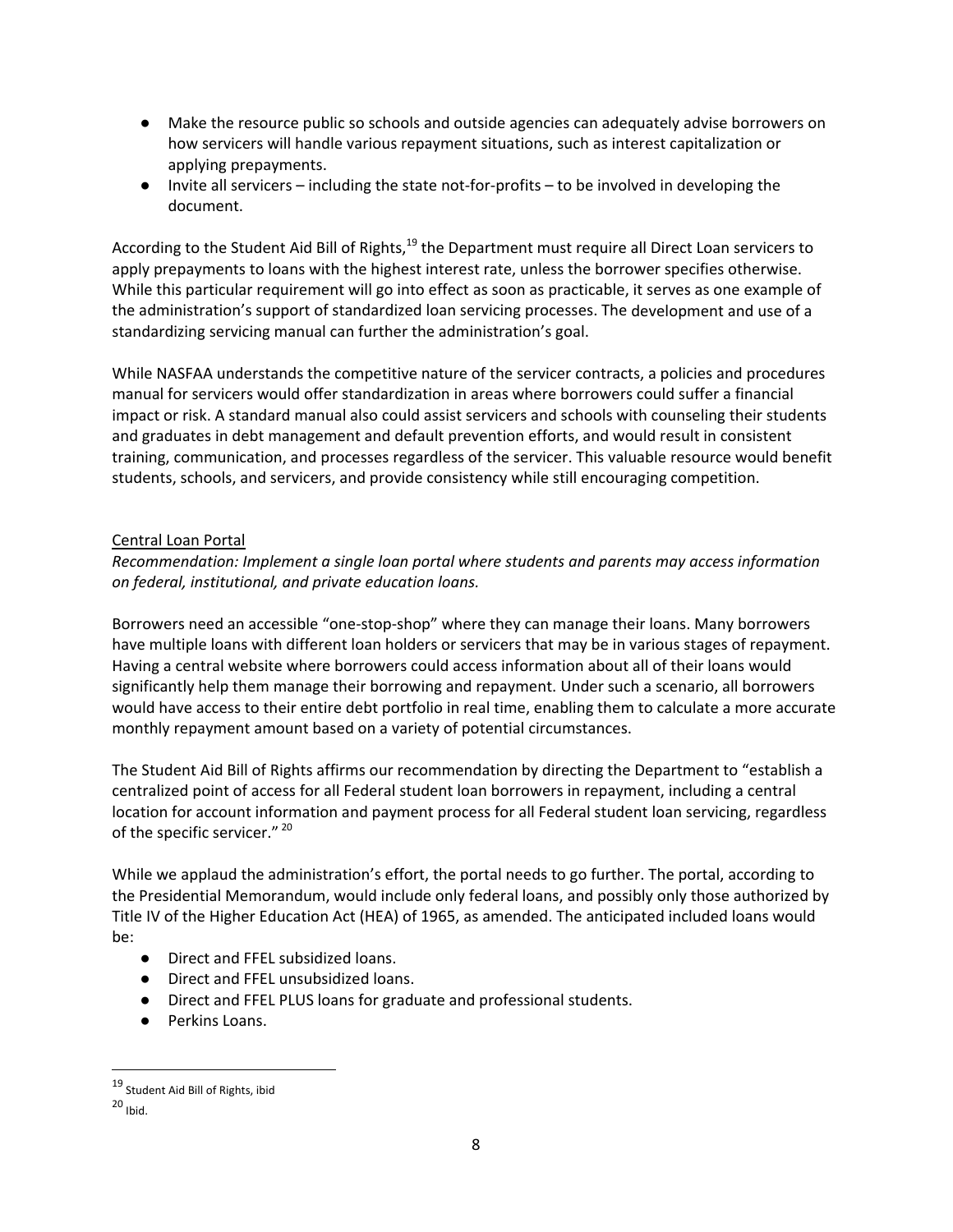- Make the resource public so schools and outside agencies can adequately advise borrowers on how servicers will handle various repayment situations, such as interest capitalization or applying prepayments.
- Invite all servicers – including the state not-for-profits – to be involved in developing the document.

According to the Student Aid Bill of Rights,[19] the Department must require all Direct Loan servicers to apply prepayments to loans with the highest interest rate, unless the borrower specifies otherwise. While this particular requirement will go into effect as soon as practicable, it serves as one example of the administration's support of standardized loan servicing processes. The development and use of a standardizing servicing manual can further the administration's goal.

While NASFAA understands the competitive nature of the servicer contracts, a policies and procedures manual for servicers would offer standardization in areas where borrowers could suffer a financial impact or risk. A standard manual also could assist servicers and schools with counseling their students and graduates in debt management and default prevention efforts, and would result in consistent training, communication, and processes regardless of the servicer. This valuable resource would benefit students, schools, and servicers, and provide consistency while still encouraging competition.

### Central Loan Portal

*Recommendation: Implement a single loan portal where students and parents may access information on federal, institutional, and private education loans.*

Borrowers need an accessible "one-stop-shop" where they can manage their loans. Many borrowers have multiple loans with different loan holders or servicers that may be in various stages of repayment. Having a central website where borrowers could access information about all of their loans would significantly help them manage their borrowing and repayment. Under such a scenario, all borrowers would have access to their entire debt portfolio in real time, enabling them to calculate a more accurate monthly repayment amount based on a variety of potential circumstances.

The Student Aid Bill of Rights affirms our recommendation by directing the Department to "establish a centralized point of access for all Federal student loan borrowers in repayment, including a central location for account information and payment process for all Federal student loan servicing, regardless of the specific servicer." [20]

While we applaud the administration's effort, the portal needs to go further. The portal, according to the Presidential Memorandum, would include only federal loans, and possibly only those authorized by Title IV of the Higher Education Act (HEA) of 1965, as amended. The anticipated included loans would be:

- Direct and FFEL subsidized loans.
- Direct and FFEL unsubsidized loans.
- Direct and FFEL PLUS loans for graduate and professional students.
- Perkins Loans.

---

[19] Student Aid Bill of Rights, ibid

[20] Ibid.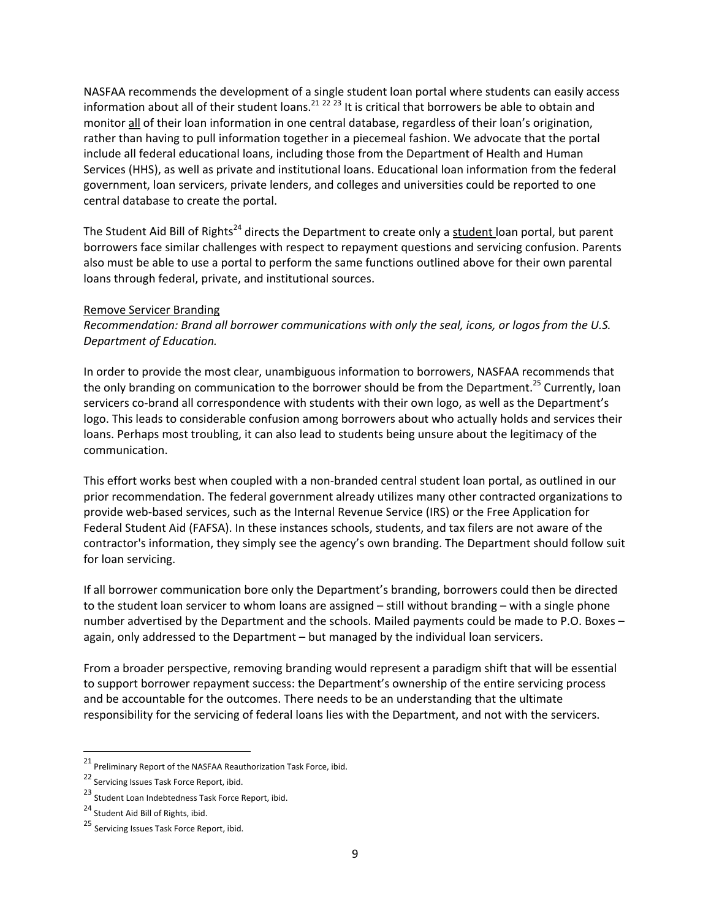NASFAA recommends the development of a single student loan portal where students can easily access information about all of their student loans.[21] [22] [23] It is critical that borrowers be able to obtain and monitor all of their loan information in one central database, regardless of their loan's origination, rather than having to pull information together in a piecemeal fashion. We advocate that the portal include all federal educational loans, including those from the Department of Health and Human Services (HHS), as well as private and institutional loans. Educational loan information from the federal government, loan servicers, private lenders, and colleges and universities could be reported to one central database to create the portal.

The Student Aid Bill of Rights[24] directs the Department to create only a student loan portal, but parent borrowers face similar challenges with respect to repayment questions and servicing confusion. Parents also must be able to use a portal to perform the same functions outlined above for their own parental loans through federal, private, and institutional sources.

### Remove Servicer Branding

*Recommendation: Brand all borrower communications with only the seal, icons, or logos from the U.S. Department of Education.*

In order to provide the most clear, unambiguous information to borrowers, NASFAA recommends that the only branding on communication to the borrower should be from the Department.[25] Currently, loan servicers co-brand all correspondence with students with their own logo, as well as the Department's logo. This leads to considerable confusion among borrowers about who actually holds and services their loans. Perhaps most troubling, it can also lead to students being unsure about the legitimacy of the communication.

This effort works best when coupled with a non-branded central student loan portal, as outlined in our prior recommendation. The federal government already utilizes many other contracted organizations to provide web-based services, such as the Internal Revenue Service (IRS) or the Free Application for Federal Student Aid (FAFSA). In these instances schools, students, and tax filers are not aware of the contractor's information, they simply see the agency's own branding. The Department should follow suit for loan servicing.

If all borrower communication bore only the Department's branding, borrowers could then be directed to the student loan servicer to whom loans are assigned – still without branding – with a single phone number advertised by the Department and the schools. Mailed payments could be made to P.O. Boxes – again, only addressed to the Department – but managed by the individual loan servicers.

From a broader perspective, removing branding would represent a paradigm shift that will be essential to support borrower repayment success: the Department's ownership of the entire servicing process and be accountable for the outcomes. There needs to be an understanding that the ultimate responsibility for the servicing of federal loans lies with the Department, and not with the servicers.

---

[21] Preliminary Report of the NASFAA Reauthorization Task Force, ibid.

[22] Servicing Issues Task Force Report, ibid.

[23] Student Loan Indebtedness Task Force Report, ibid.

[24] Student Aid Bill of Rights, ibid.

[25] Servicing Issues Task Force Report, ibid.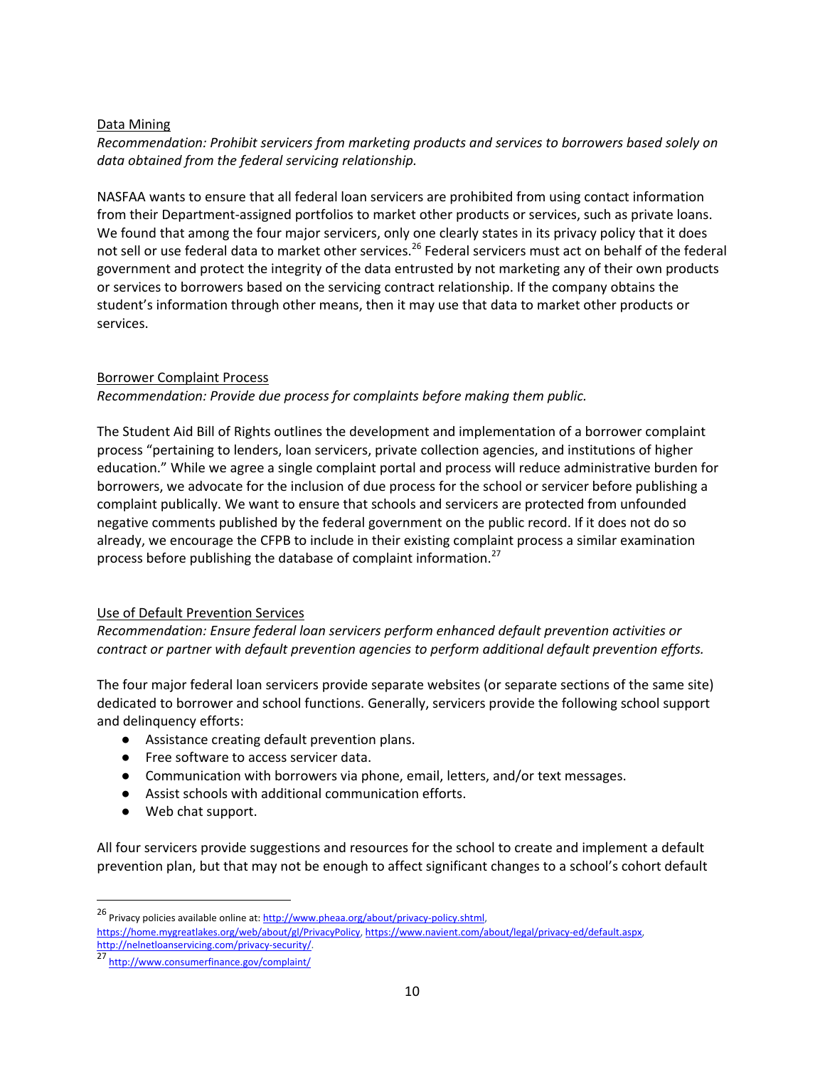### Data Mining

*Recommendation: Prohibit servicers from marketing products and services to borrowers based solely on data obtained from the federal servicing relationship.*

NASFAA wants to ensure that all federal loan servicers are prohibited from using contact information from their Department-assigned portfolios to market other products or services, such as private loans. We found that among the four major servicers, only one clearly states in its privacy policy that it does not sell or use federal data to market other services.[26] Federal servicers must act on behalf of the federal government and protect the integrity of the data entrusted by not marketing any of their own products or services to borrowers based on the servicing contract relationship. If the company obtains the student's information through other means, then it may use that data to market other products or services.

### Borrower Complaint Process

*Recommendation: Provide due process for complaints before making them public.*

The Student Aid Bill of Rights outlines the development and implementation of a borrower complaint process "pertaining to lenders, loan servicers, private collection agencies, and institutions of higher education." While we agree a single complaint portal and process will reduce administrative burden for borrowers, we advocate for the inclusion of due process for the school or servicer before publishing a complaint publically. We want to ensure that schools and servicers are protected from unfounded negative comments published by the federal government on the public record. If it does not do so already, we encourage the CFPB to include in their existing complaint process a similar examination process before publishing the database of complaint information.[27]

### Use of Default Prevention Services

*Recommendation: Ensure federal loan servicers perform enhanced default prevention activities or contract or partner with default prevention agencies to perform additional default prevention efforts.*

The four major federal loan servicers provide separate websites (or separate sections of the same site) dedicated to borrower and school functions. Generally, servicers provide the following school support and delinquency efforts:

- Assistance creating default prevention plans.
- Free software to access servicer data.
- Communication with borrowers via phone, email, letters, and/or text messages.
- Assist schools with additional communication efforts.
- Web chat support.

All four servicers provide suggestions and resources for the school to create and implement a default prevention plan, but that may not be enough to affect significant changes to a school's cohort default

---

[26] Privacy policies available online at: http://www.pheaa.org/about/privacy-policy.shtml, https://home.mygreatlakes.org/web/about/gl/PrivacyPolicy, https://www.navient.com/about/legal/privacy-ed/default.aspx, http://nelnetloanservicing.com/privacy-security/.

[27] http://www.consumerfinance.gov/complaint/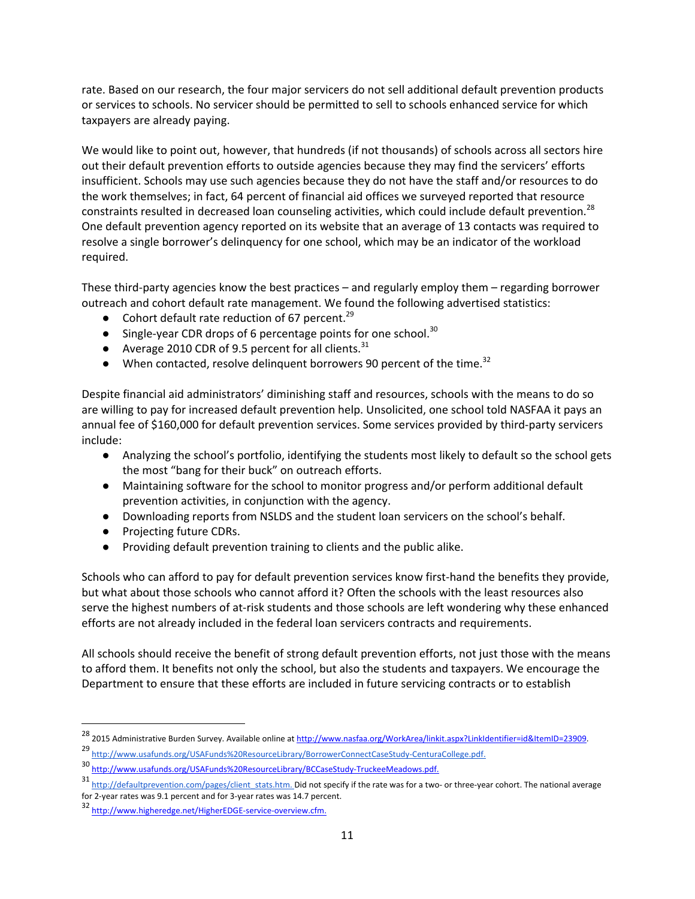rate. Based on our research, the four major servicers do not sell additional default prevention products or services to schools. No servicer should be permitted to sell to schools enhanced service for which taxpayers are already paying.

We would like to point out, however, that hundreds (if not thousands) of schools across all sectors hire out their default prevention efforts to outside agencies because they may find the servicers' efforts insufficient. Schools may use such agencies because they do not have the staff and/or resources to do the work themselves; in fact, 64 percent of financial aid offices we surveyed reported that resource constraints resulted in decreased loan counseling activities, which could include default prevention.[28] One default prevention agency reported on its website that an average of 13 contacts was required to resolve a single borrower's delinquency for one school, which may be an indicator of the workload required.

These third-party agencies know the best practices – and regularly employ them – regarding borrower outreach and cohort default rate management. We found the following advertised statistics:

- Cohort default rate reduction of 67 percent.[29]
- Single-year CDR drops of 6 percentage points for one school.[30]
- Average 2010 CDR of 9.5 percent for all clients.[31]
- When contacted, resolve delinquent borrowers 90 percent of the time.[32]

Despite financial aid administrators' diminishing staff and resources, schools with the means to do so are willing to pay for increased default prevention help. Unsolicited, one school told NASFAA it pays an annual fee of $160,000 for default prevention services. Some services provided by third-party servicers include:

- Analyzing the school's portfolio, identifying the students most likely to default so the school gets the most "bang for their buck" on outreach efforts.
- Maintaining software for the school to monitor progress and/or perform additional default prevention activities, in conjunction with the agency.
- Downloading reports from NSLDS and the student loan servicers on the school's behalf.
- Projecting future CDRs.
- Providing default prevention training to clients and the public alike.

Schools who can afford to pay for default prevention services know first-hand the benefits they provide, but what about those schools who cannot afford it? Often the schools with the least resources also serve the highest numbers of at-risk students and those schools are left wondering why these enhanced efforts are not already included in the federal loan servicers contracts and requirements.

All schools should receive the benefit of strong default prevention efforts, not just those with the means to afford them. It benefits not only the school, but also the students and taxpayers. We encourage the Department to ensure that these efforts are included in future servicing contracts or to establish

---

[28] 2015 Administrative Burden Survey. Available online at http://www.nasfaa.org/WorkArea/linkit.aspx?LinkIdentifier=id&ItemID=23909.

[29] http://www.usafunds.org/USAFunds%20ResourceLibrary/BorrowerConnectCaseStudy-CenturaCollege.pdf.

[30] http://www.usafunds.org/USAFunds%20ResourceLibrary/BCCaseStudy-TruckeeMeadows.pdf.

[31] http://defaultprevention.com/pages/client_stats.htm. Did not specify if the rate was for a two- or three-year cohort. The national average for 2-year rates was 9.1 percent and for 3-year rates was 14.7 percent.

[32] http://www.higheredge.net/HigherEDGE-service-overview.cfm.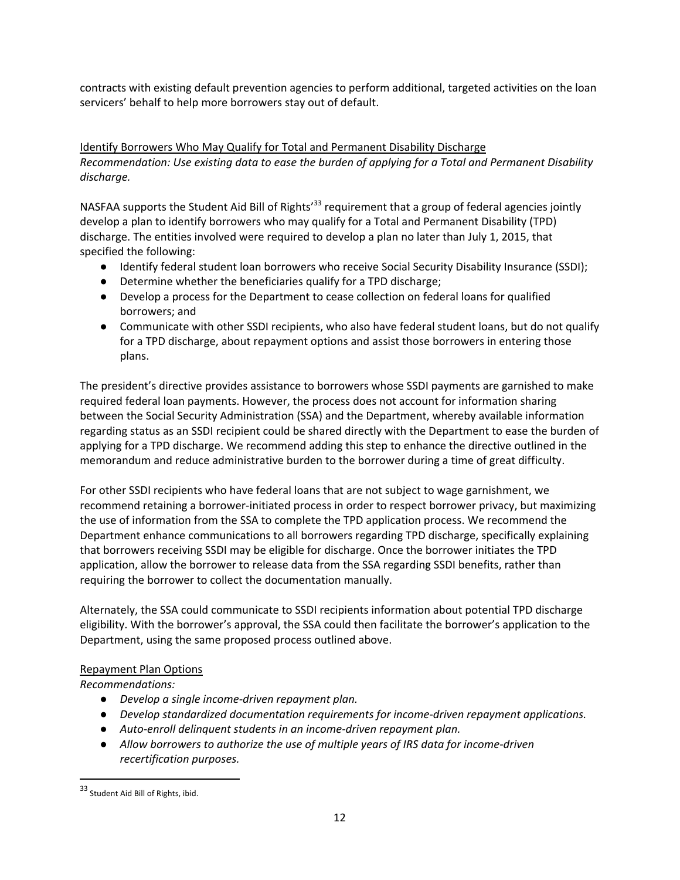contracts with existing default prevention agencies to perform additional, targeted activities on the loan servicers' behalf to help more borrowers stay out of default.

## Identify Borrowers Who May Qualify for Total and Permanent Disability Discharge

*Recommendation: Use existing data to ease the burden of applying for a Total and Permanent Disability discharge.*

NASFAA supports the Student Aid Bill of Rights'[33] requirement that a group of federal agencies jointly develop a plan to identify borrowers who may qualify for a Total and Permanent Disability (TPD) discharge. The entities involved were required to develop a plan no later than July 1, 2015, that specified the following:

- Identify federal student loan borrowers who receive Social Security Disability Insurance (SSDI);
- Determine whether the beneficiaries qualify for a TPD discharge;
- Develop a process for the Department to cease collection on federal loans for qualified borrowers; and
- Communicate with other SSDI recipients, who also have federal student loans, but do not qualify for a TPD discharge, about repayment options and assist those borrowers in entering those plans.

The president's directive provides assistance to borrowers whose SSDI payments are garnished to make required federal loan payments. However, the process does not account for information sharing between the Social Security Administration (SSA) and the Department, whereby available information regarding status as an SSDI recipient could be shared directly with the Department to ease the burden of applying for a TPD discharge. We recommend adding this step to enhance the directive outlined in the memorandum and reduce administrative burden to the borrower during a time of great difficulty.

For other SSDI recipients who have federal loans that are not subject to wage garnishment, we recommend retaining a borrower-initiated process in order to respect borrower privacy, but maximizing the use of information from the SSA to complete the TPD application process. We recommend the Department enhance communications to all borrowers regarding TPD discharge, specifically explaining that borrowers receiving SSDI may be eligible for discharge. Once the borrower initiates the TPD application, allow the borrower to release data from the SSA regarding SSDI benefits, rather than requiring the borrower to collect the documentation manually.

Alternately, the SSA could communicate to SSDI recipients information about potential TPD discharge eligibility. With the borrower's approval, the SSA could then facilitate the borrower's application to the Department, using the same proposed process outlined above.

## Repayment Plan Options

*Recommendations:*

- *Develop a single income-driven repayment plan.*
- *Develop standardized documentation requirements for income-driven repayment applications.*
- *Auto-enroll delinquent students in an income-driven repayment plan.*
- *Allow borrowers to authorize the use of multiple years of IRS data for income-driven recertification purposes.*

---

[33] Student Aid Bill of Rights, ibid.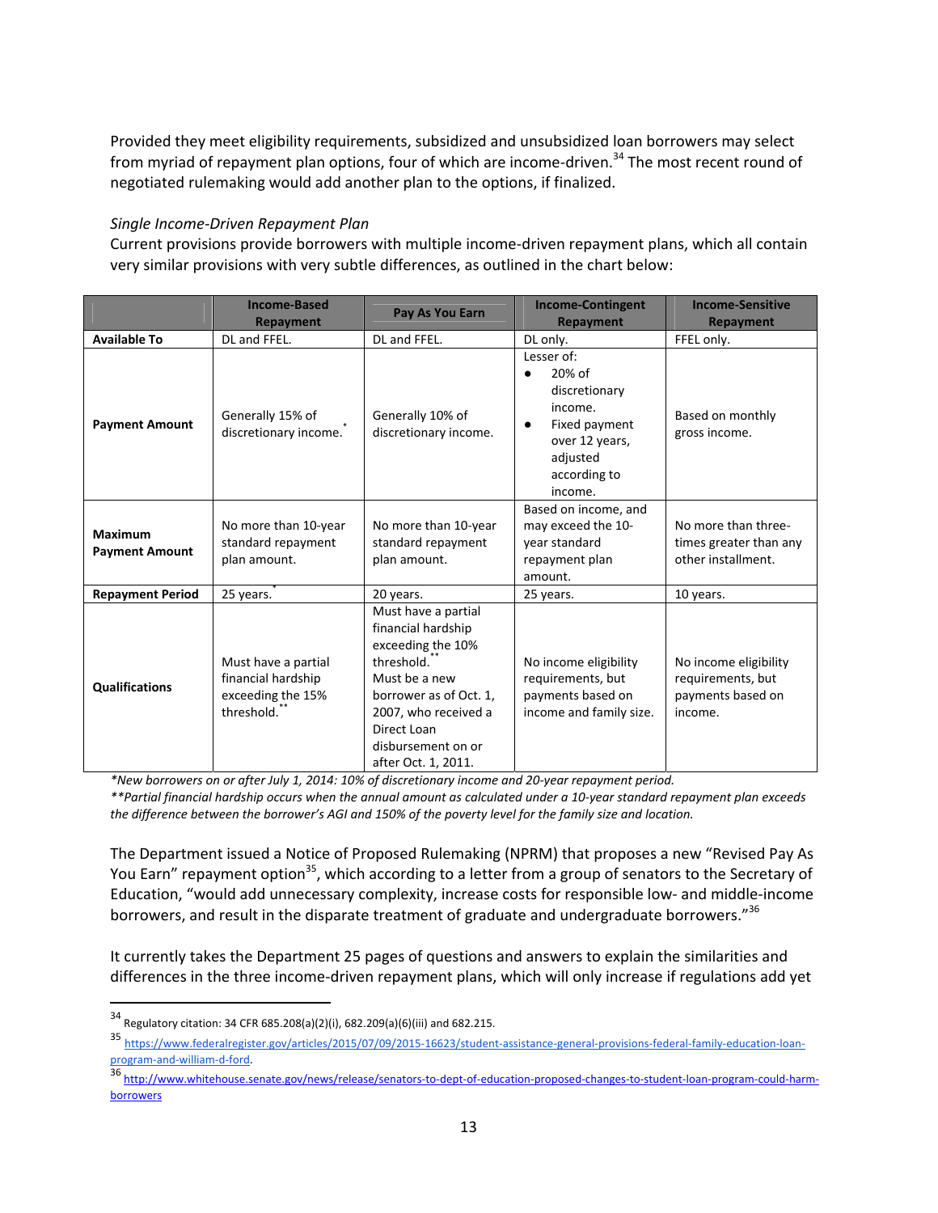Provided they meet eligibility requirements, subsidized and unsubsidized loan borrowers may select from myriad of repayment plan options, four of which are income-driven.[34] The most recent round of negotiated rulemaking would add another plan to the options, if finalized.

*Single Income-Driven Repayment Plan*

Current provisions provide borrowers with multiple income-driven repayment plans, which all contain very similar provisions with very subtle differences, as outlined in the chart below:

| | Income-Based Repayment | Pay As You Earn | Income-Contingent Repayment | Income-Sensitive Repayment |
|---|---|---|---|---|
| **Available To** | DL and FFEL. | DL and FFEL. | DL only. | FFEL only. |
| **Payment Amount** | Generally 15% of discretionary income.* | Generally 10% of discretionary income. | Lesser of: • 20% of discretionary income. • Fixed payment over 12 years, adjusted according to income. | Based on monthly gross income. |
| **Maximum Payment Amount** | No more than 10-year standard repayment plan amount. | No more than 10-year standard repayment plan amount. | Based on income, and may exceed the 10-year standard repayment plan amount. | No more than three-times greater than any other installment. |
| **Repayment Period** | 25 years.* | 20 years. | 25 years. | 10 years. |
| **Qualifications** | Must have a partial financial hardship exceeding the 15% threshold.** | Must have a partial financial hardship exceeding the 10% threshold.** Must be a new borrower as of Oct. 1, 2007, who received a Direct Loan disbursement on or after Oct. 1, 2011. | No income eligibility requirements, but payments based on income and family size. | No income eligibility requirements, but payments based on income. |

*\*New borrowers on or after July 1, 2014: 10% of discretionary income and 20-year repayment period.*
*\*\*Partial financial hardship occurs when the annual amount as calculated under a 10-year standard repayment plan exceeds the difference between the borrower's AGI and 150% of the poverty level for the family size and location.*

The Department issued a Notice of Proposed Rulemaking (NPRM) that proposes a new "Revised Pay As You Earn" repayment option[35], which according to a letter from a group of senators to the Secretary of Education, "would add unnecessary complexity, increase costs for responsible low- and middle-income borrowers, and result in the disparate treatment of graduate and undergraduate borrowers."[36]

It currently takes the Department 25 pages of questions and answers to explain the similarities and differences in the three income-driven repayment plans, which will only increase if regulations add yet

---

[34] Regulatory citation: 34 CFR 685.208(a)(2)(i), 682.209(a)(6)(iii) and 682.215.

[35] https://www.federalregister.gov/articles/2015/07/09/2015-16623/student-assistance-general-provisions-federal-family-education-loan-program-and-william-d-ford.

[36] http://www.whitehouse.senate.gov/news/release/senators-to-dept-of-education-proposed-changes-to-student-loan-program-could-harm-borrowers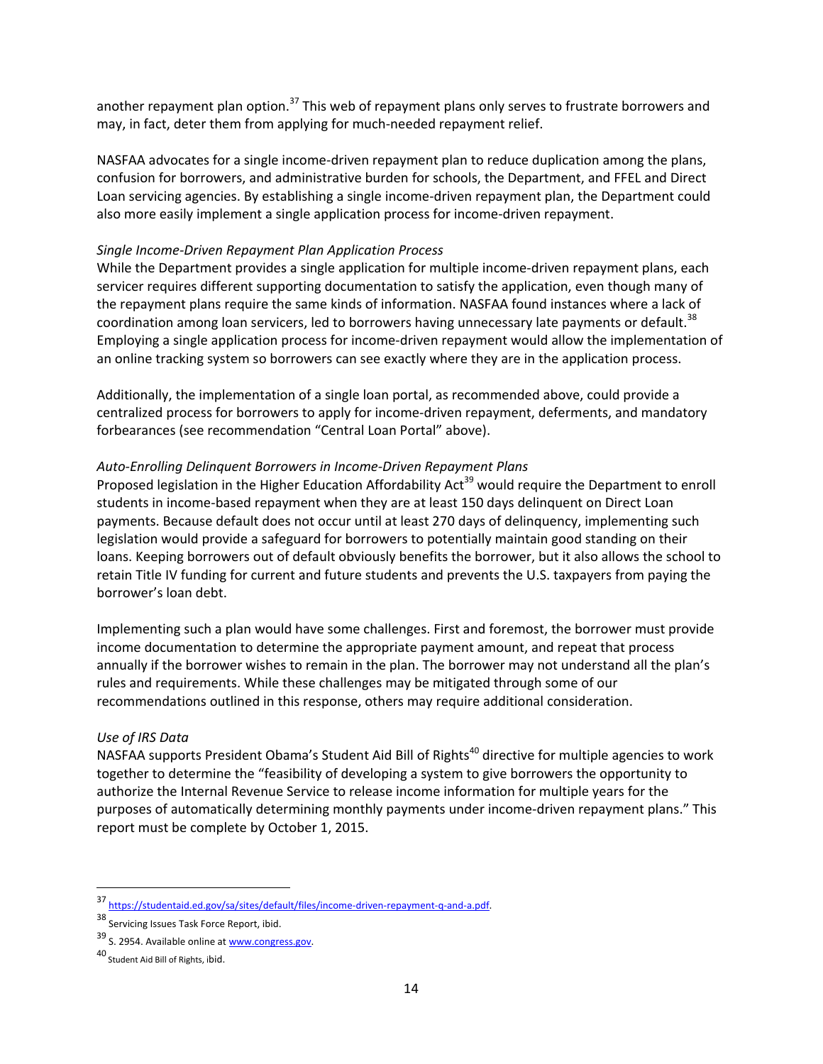another repayment plan option.[37] This web of repayment plans only serves to frustrate borrowers and may, in fact, deter them from applying for much-needed repayment relief.

NASFAA advocates for a single income-driven repayment plan to reduce duplication among the plans, confusion for borrowers, and administrative burden for schools, the Department, and FFEL and Direct Loan servicing agencies. By establishing a single income-driven repayment plan, the Department could also more easily implement a single application process for income-driven repayment.

*Single Income-Driven Repayment Plan Application Process*

While the Department provides a single application for multiple income-driven repayment plans, each servicer requires different supporting documentation to satisfy the application, even though many of the repayment plans require the same kinds of information. NASFAA found instances where a lack of coordination among loan servicers, led to borrowers having unnecessary late payments or default.[38] Employing a single application process for income-driven repayment would allow the implementation of an online tracking system so borrowers can see exactly where they are in the application process.

Additionally, the implementation of a single loan portal, as recommended above, could provide a centralized process for borrowers to apply for income-driven repayment, deferments, and mandatory forbearances (see recommendation "Central Loan Portal" above).

*Auto-Enrolling Delinquent Borrowers in Income-Driven Repayment Plans*

Proposed legislation in the Higher Education Affordability Act[39] would require the Department to enroll students in income-based repayment when they are at least 150 days delinquent on Direct Loan payments. Because default does not occur until at least 270 days of delinquency, implementing such legislation would provide a safeguard for borrowers to potentially maintain good standing on their loans. Keeping borrowers out of default obviously benefits the borrower, but it also allows the school to retain Title IV funding for current and future students and prevents the U.S. taxpayers from paying the borrower's loan debt.

Implementing such a plan would have some challenges. First and foremost, the borrower must provide income documentation to determine the appropriate payment amount, and repeat that process annually if the borrower wishes to remain in the plan. The borrower may not understand all the plan's rules and requirements. While these challenges may be mitigated through some of our recommendations outlined in this response, others may require additional consideration.

*Use of IRS Data*

NASFAA supports President Obama's Student Aid Bill of Rights[40] directive for multiple agencies to work together to determine the "feasibility of developing a system to give borrowers the opportunity to authorize the Internal Revenue Service to release income information for multiple years for the purposes of automatically determining monthly payments under income-driven repayment plans." This report must be complete by October 1, 2015.

---

[37] https://studentaid.ed.gov/sa/sites/default/files/income-driven-repayment-q-and-a.pdf.

[38] Servicing Issues Task Force Report, ibid.

[39] S. 2954. Available online at www.congress.gov.

[40] Student Aid Bill of Rights, ibid.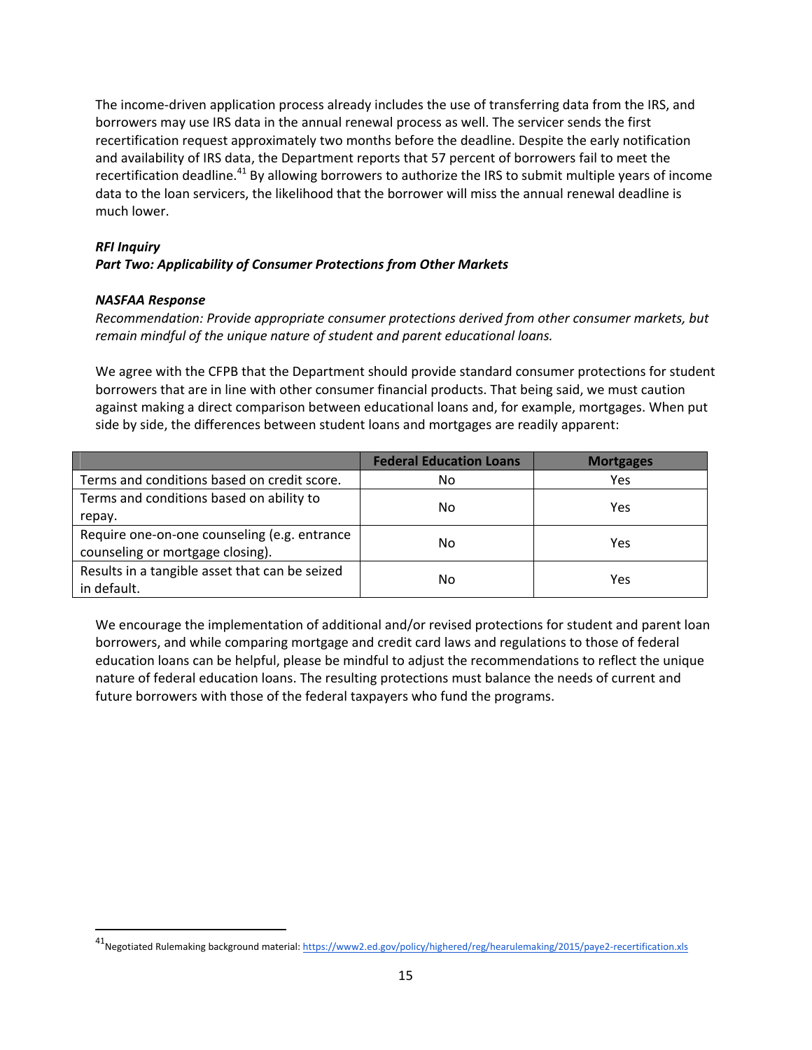The income-driven application process already includes the use of transferring data from the IRS, and borrowers may use IRS data in the annual renewal process as well. The servicer sends the first recertification request approximately two months before the deadline. Despite the early notification and availability of IRS data, the Department reports that 57 percent of borrowers fail to meet the recertification deadline.[41] By allowing borrowers to authorize the IRS to submit multiple years of income data to the loan servicers, the likelihood that the borrower will miss the annual renewal deadline is much lower.

***RFI Inquiry***
***Part Two: Applicability of Consumer Protections from Other Markets***

***NASFAA Response***
*Recommendation: Provide appropriate consumer protections derived from other consumer markets, but remain mindful of the unique nature of student and parent educational loans.*

We agree with the CFPB that the Department should provide standard consumer protections for student borrowers that are in line with other consumer financial products. That being said, we must caution against making a direct comparison between educational loans and, for example, mortgages. When put side by side, the differences between student loans and mortgages are readily apparent:

| | **Federal Education Loans** | **Mortgages** |
|---|---|---|
| Terms and conditions based on credit score. | No | Yes |
| Terms and conditions based on ability to repay. | No | Yes |
| Require one-on-one counseling (e.g. entrance counseling or mortgage closing). | No | Yes |
| Results in a tangible asset that can be seized in default. | No | Yes |

We encourage the implementation of additional and/or revised protections for student and parent loan borrowers, and while comparing mortgage and credit card laws and regulations to those of federal education loans can be helpful, please be mindful to adjust the recommendations to reflect the unique nature of federal education loans. The resulting protections must balance the needs of current and future borrowers with those of the federal taxpayers who fund the programs.

---

[41] Negotiated Rulemaking background material: https://www2.ed.gov/policy/highered/reg/hearulemaking/2015/paye2-recertification.xls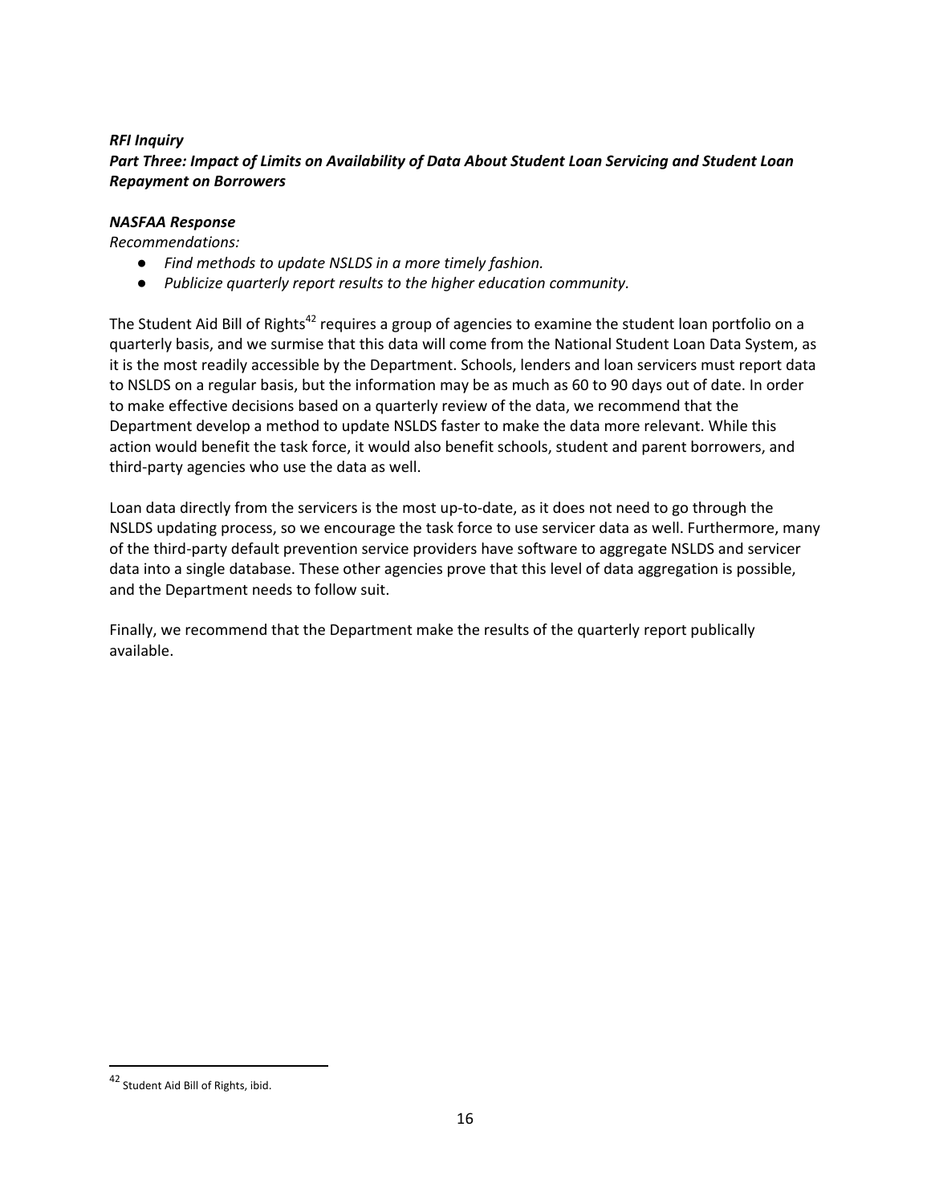***RFI Inquiry***
***Part Three: Impact of Limits on Availability of Data About Student Loan Servicing and Student Loan Repayment on Borrowers***

***NASFAA Response***
*Recommendations:*

- *Find methods to update NSLDS in a more timely fashion.*
- *Publicize quarterly report results to the higher education community.*

The Student Aid Bill of Rights[42] requires a group of agencies to examine the student loan portfolio on a quarterly basis, and we surmise that this data will come from the National Student Loan Data System, as it is the most readily accessible by the Department. Schools, lenders and loan servicers must report data to NSLDS on a regular basis, but the information may be as much as 60 to 90 days out of date. In order to make effective decisions based on a quarterly review of the data, we recommend that the Department develop a method to update NSLDS faster to make the data more relevant. While this action would benefit the task force, it would also benefit schools, student and parent borrowers, and third-party agencies who use the data as well.

Loan data directly from the servicers is the most up-to-date, as it does not need to go through the NSLDS updating process, so we encourage the task force to use servicer data as well. Furthermore, many of the third-party default prevention service providers have software to aggregate NSLDS and servicer data into a single database. These other agencies prove that this level of data aggregation is possible, and the Department needs to follow suit.

Finally, we recommend that the Department make the results of the quarterly report publically available.

---

[42] Student Aid Bill of Rights, ibid.